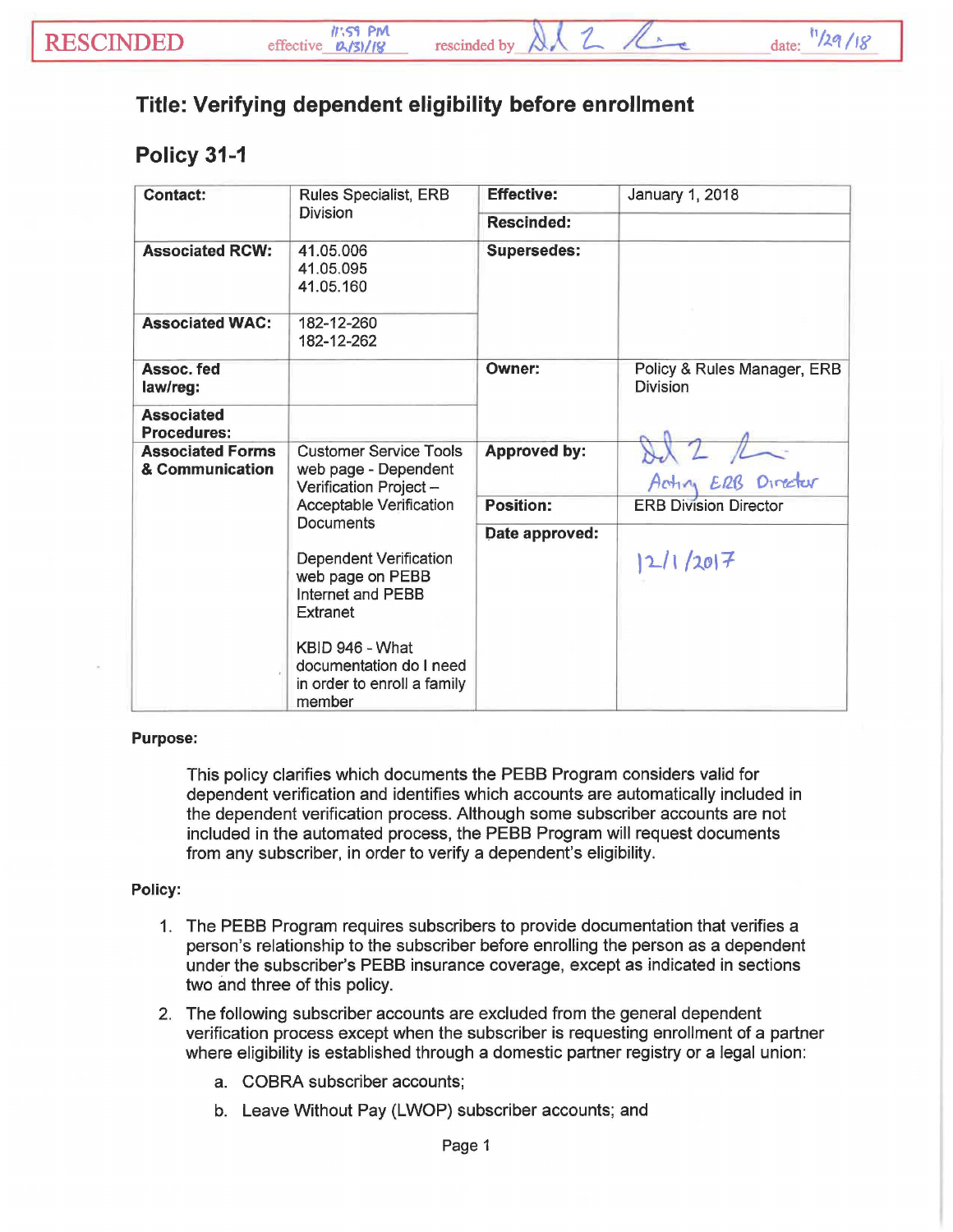RESCINDED effective 11:59 PM 12/31/18 rescinded by [signature] date: 11/29/18

## Title: Verifying dependent eligibility before enrollment

## Policy 31-1

| Contact: | Rules Specialist, ERB Division | Effective: | January 1, 2018 |
|---|---|---|---|
| | | Rescinded: | |
| Associated RCW: | 41.05.006<br>41.05.095<br>41.05.160 | Supersedes: | |
| Associated WAC: | 182-12-260<br>182-12-262 | | |
| Assoc. fed law/reg: | | Owner: | Policy & Rules Manager, ERB Division |
| Associated Procedures: | | | |
| Associated Forms & Communication | Customer Service Tools web page - Dependent Verification Project – Acceptable Verification Documents<br><br>Dependent Verification web page on PEBB Internet and PEBB Extranet<br><br>KBID 946 - What documentation do I need in order to enroll a family member | Approved by: | [signature] Acting ERB Director |
| | | Position: | ERB Division Director |
| | | Date approved: | 12/1/2017 |

**Purpose:**

This policy clarifies which documents the PEBB Program considers valid for dependent verification and identifies which accounts are automatically included in the dependent verification process. Although some subscriber accounts are not included in the automated process, the PEBB Program will request documents from any subscriber, in order to verify a dependent's eligibility.

**Policy:**

1. The PEBB Program requires subscribers to provide documentation that verifies a person's relationship to the subscriber before enrolling the person as a dependent under the subscriber's PEBB insurance coverage, except as indicated in sections two and three of this policy.
2. The following subscriber accounts are excluded from the general dependent verification process except when the subscriber is requesting enrollment of a partner where eligibility is established through a domestic partner registry or a legal union:
   a. COBRA subscriber accounts;
   b. Leave Without Pay (LWOP) subscriber accounts; and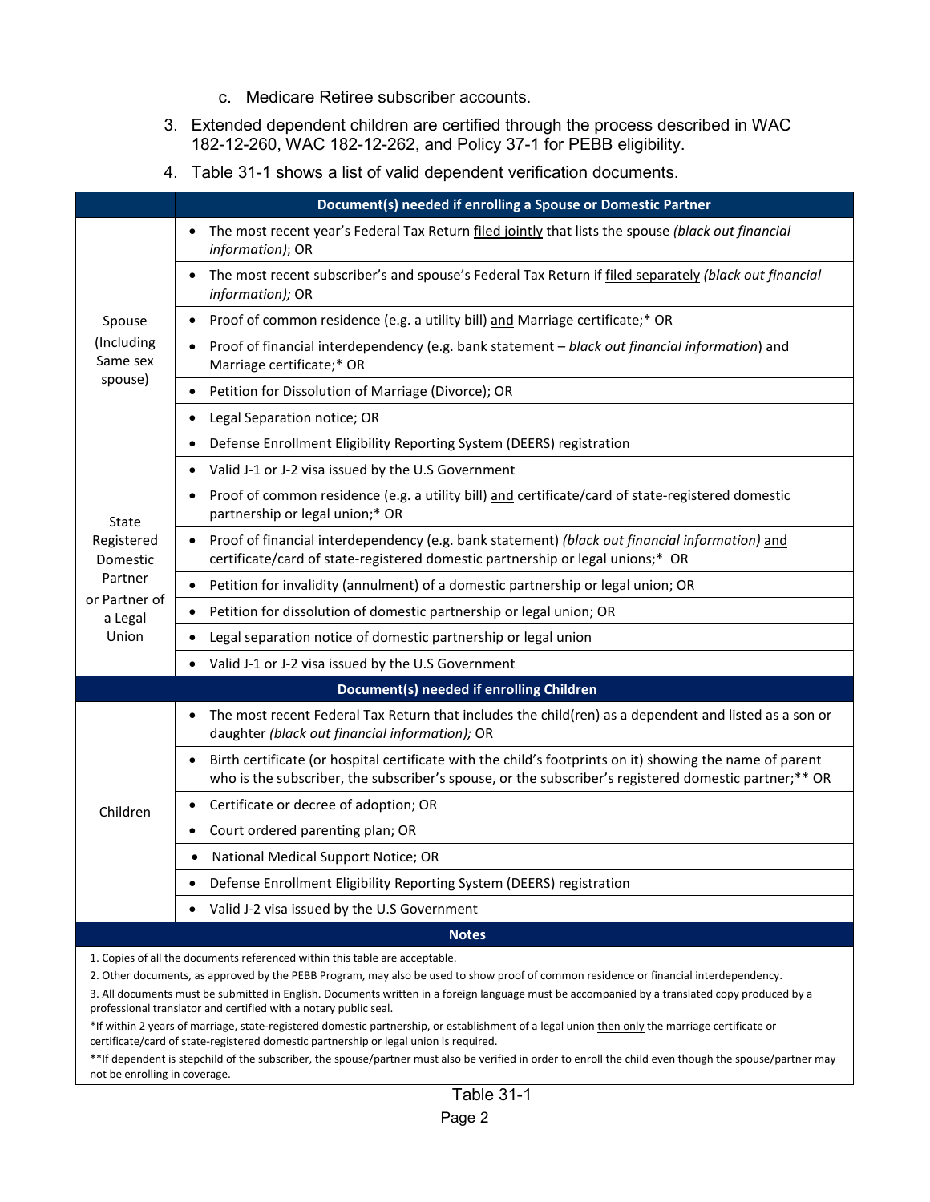c. Medicare Retiree subscriber accounts.

3. Extended dependent children are certified through the process described in WAC 182-12-260, WAC 182-12-262, and Policy 37-1 for PEBB eligibility.
4. Table 31-1 shows a list of valid dependent verification documents.

| | **Document(s) needed if enrolling a Spouse or Domestic Partner** |
|---|---|
| Spouse (Including Same sex spouse) | • The most recent year's Federal Tax Return filed jointly that lists the spouse *(black out financial information)*; OR |
| | • The most recent subscriber's and spouse's Federal Tax Return if filed separately *(black out financial information);* OR |
| | • Proof of common residence (e.g. a utility bill) and Marriage certificate;* OR |
| | • Proof of financial interdependency (e.g. bank statement – *black out financial information*) and Marriage certificate;* OR |
| | • Petition for Dissolution of Marriage (Divorce); OR |
| | • Legal Separation notice; OR |
| | • Defense Enrollment Eligibility Reporting System (DEERS) registration |
| | • Valid J-1 or J-2 visa issued by the U.S Government |
| State Registered Domestic Partner or Partner of a Legal Union | • Proof of common residence (e.g. a utility bill) and certificate/card of state-registered domestic partnership or legal union;* OR |
| | • Proof of financial interdependency (e.g. bank statement) *(black out financial information)* and certificate/card of state-registered domestic partnership or legal unions;* OR |
| | • Petition for invalidity (annulment) of a domestic partnership or legal union; OR |
| | • Petition for dissolution of domestic partnership or legal union; OR |
| | • Legal separation notice of domestic partnership or legal union |
| | • Valid J-1 or J-2 visa issued by the U.S Government |
| | **Document(s) needed if enrolling Children** |
| Children | • The most recent Federal Tax Return that includes the child(ren) as a dependent and listed as a son or daughter *(black out financial information);* OR |
| | • Birth certificate (or hospital certificate with the child's footprints on it) showing the name of parent who is the subscriber, the subscriber's spouse, or the subscriber's registered domestic partner;** OR |
| | • Certificate or decree of adoption; OR |
| | • Court ordered parenting plan; OR |
| | • National Medical Support Notice; OR |
| | • Defense Enrollment Eligibility Reporting System (DEERS) registration |
| | • Valid J-2 visa issued by the U.S Government |

**Notes**

1. Copies of all the documents referenced within this table are acceptable.
2. Other documents, as approved by the PEBB Program, may also be used to show proof of common residence or financial interdependency.
3. All documents must be submitted in English. Documents written in a foreign language must be accompanied by a translated copy produced by a professional translator and certified with a notary public seal.

*If within 2 years of marriage, state-registered domestic partnership, or establishment of a legal union then only the marriage certificate or certificate/card of state-registered domestic partnership or legal union is required.

**If dependent is stepchild of the subscriber, the spouse/partner must also be verified in order to enroll the child even though the spouse/partner may not be enrolling in coverage.

Table 31-1